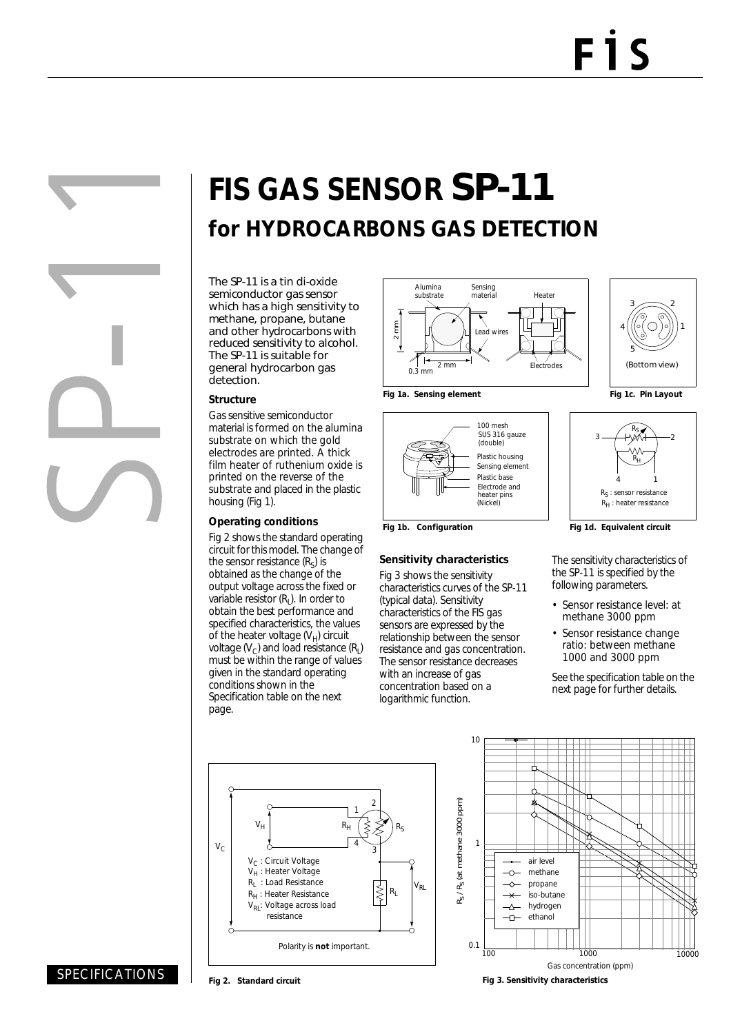# FIS GAS SENSOR SP-11

## for HYDROCARBONS GAS DETECTION

The SP-11 is a tin di-oxide semiconductor gas sensor which has a high sensitivity to methane, propane, butane and other hydrocarbons with reduced sensitivity to alcohol. The SP-11 is suitable for general hydrocarbon gas detection.

### Structure

Gas sensitive semiconductor material is formed on the alumina substrate on which the gold electrodes are printed. A thick film heater of ruthenium oxide is printed on the reverse of the substrate and placed in the plastic housing (Fig 1).

### Operating conditions

Fig 2 shows the standard operating circuit for this model. The change of the sensor resistance ($R_S$) is obtained as the change of the output voltage across the fixed or variable resistor ($R_L$). In order to obtain the best performance and specified characteristics, the values of the heater voltage ($V_H$) circuit voltage ($V_C$) and load resistance ($R_L$) must be within the range of values given in the standard operating conditions shown in the Specification table on the next page.

**Fig 1a. Sensing element**

**Fig 1b. Configuration**

**Fig 1c. Pin Layout**

**Fig 1d. Equivalent circuit**

### Sensitivity characteristics

Fig 3 shows the sensitivity characteristics curves of the SP-11 (typical data). Sensitivity characteristics of the FIS gas sensors are expressed by the relationship between the sensor resistance and gas concentration. The sensor resistance decreases with an increase of gas concentration based on a logarithmic function.

The sensitivity characteristics of the SP-11 is specified by the following parameters.

- Sensor resistance level: at methane 3000 ppm
- Sensor resistance change ratio: between methane 1000 and 3000 ppm

See the specification table on the next page for further details.

**Fig 2. Standard circuit**

**Fig 3. Sensitivity characteristics**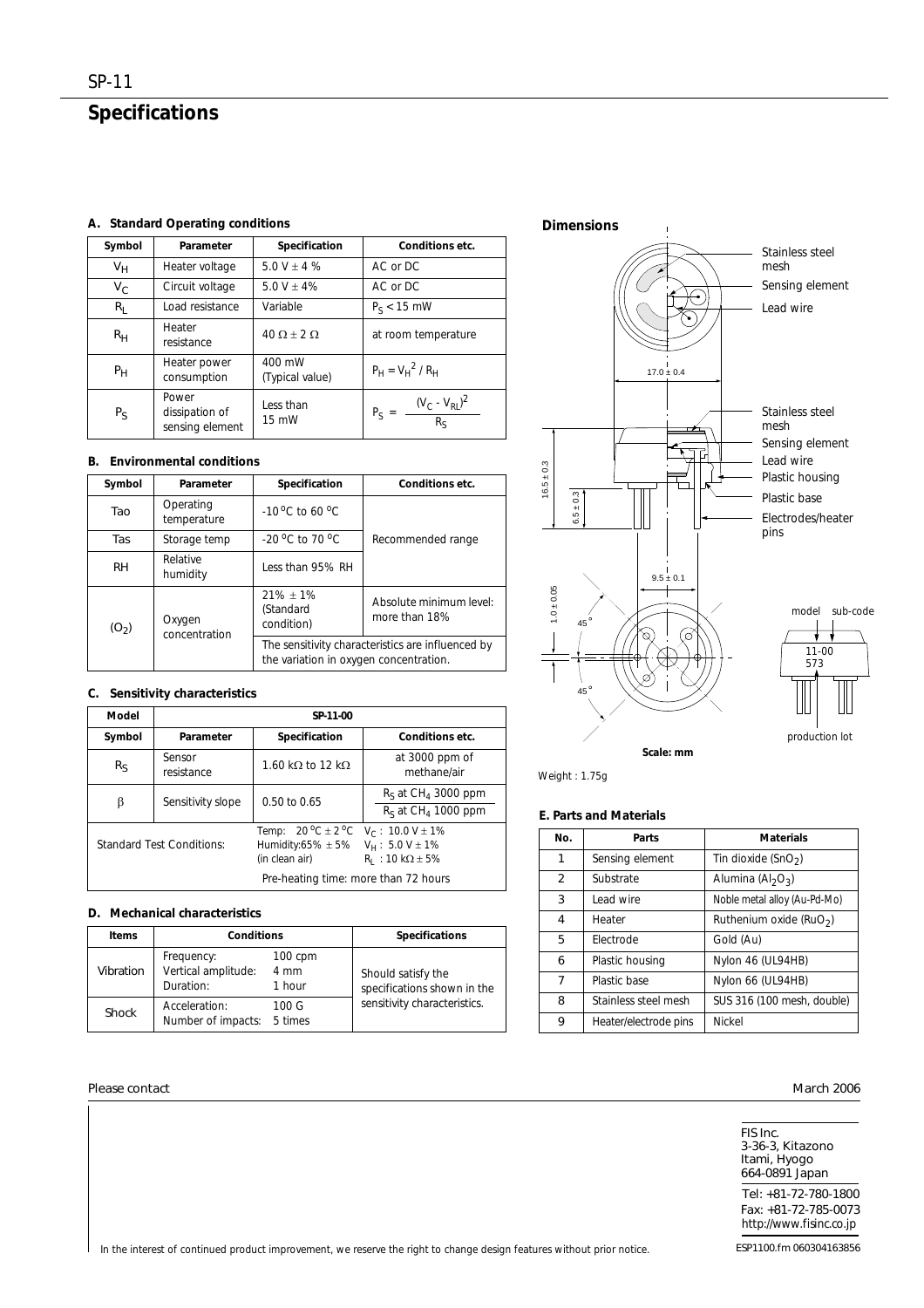# SP-11

## Specifications

### A. Standard Operating conditions

| Symbol | Parameter | Specification | Conditions etc. |
|---|---|---|---|
| $V_H$ | Heater voltage | 5.0 V ± 4 % | AC or DC |
| $V_C$ | Circuit voltage | 5.0 V ± 4% | AC or DC |
| $R_L$ | Load resistance | Variable | $P_S$ < 15 mW |
| $R_H$ | Heater resistance | 40 Ω ± 2 Ω | at room temperature |
| $P_H$ | Heater power consumption | 400 mW (Typical value) | $P_H = V_H^2 / R_H$ |
| $P_S$ | Power dissipation of sensing element | Less than 15 mW | $P_S = \frac{(V_C - V_{RL})^2}{R_S}$ |

### B. Environmental conditions

| Symbol | Parameter | Specification | Conditions etc. |
|---|---|---|---|
| Tao | Operating temperature | -10 °C to 60 °C | Recommended range |
| Tas | Storage temp | -20 °C to 70 °C | |
| RH | Relative humidity | Less than 95% RH | |
| $(O_2)$ | Oxygen concentration | 21% ± 1% (Standard condition) | Absolute minimum level: more than 18% |
| | | The sensitivity characteristics are influenced by the variation in oxygen concentration. | |

### C. Sensitivity characteristics

| Model | SP-11-00 | | |
|---|---|---|---|
| Symbol | Parameter | Specification | Conditions etc. |
| $R_S$ | Sensor resistance | 1.60 kΩ to 12 kΩ | at 3000 ppm of methane/air |
| β | Sensitivity slope | 0.50 to 0.65 | $R_S$ at $CH_4$ 3000 ppm / $R_S$ at $CH_4$ 1000 ppm |
| Standard Test Conditions: | Temp: 20 °C ± 2 °C; Humidity: 65% ± 5% (in clean air) | $V_C$ : 10.0 V ± 1%; $V_H$ : 5.0 V ± 1%; $R_L$ : 10 kΩ ± 5% | |
| | Pre-heating time: more than 72 hours | | |

### D. Mechanical characteristics

| Items | Conditions | Specifications |
|---|---|---|
| Vibration | Frequency: 100 cpm; Vertical amplitude: 4 mm; Duration: 1 hour | Should satisfy the specifications shown in the sensitivity characteristics. |
| Shock | Acceleration: 100 G; Number of impacts: 5 times | |

### Dimensions

Stainless steel mesh
Sensing element
Lead wire
17.0 ± 0.4
Stainless steel mesh
Sensing element
Lead wire
Plastic housing
Plastic base
Electrodes/heater pins
16.5 ± 0.3
6.5 ± 0.3
9.5 ± 0.1
1.0 ± 0.05
45°
45°
model sub-code
11-00
573
production lot
Scale: mm

Weight : 1.75g

### E. Parts and Materials

| No. | Parts | Materials |
|---|---|---|
| 1 | Sensing element | Tin dioxide ($SnO_2$) |
| 2 | Substrate | Alumina ($Al_2O_3$) |
| 3 | Lead wire | Noble metal alloy (Au-Pd-Mo) |
| 4 | Heater | Ruthenium oxide ($RuO_2$) |
| 5 | Electrode | Gold (Au) |
| 6 | Plastic housing | Nylon 46 (UL94HB) |
| 7 | Plastic base | Nylon 66 (UL94HB) |
| 8 | Stainless steel mesh | SUS 316 (100 mesh, double) |
| 9 | Heater/electrode pins | Nickel |

Please contact

March 2006

FIS Inc.
3-36-3, Kitazono
Itami, Hyogo
664-0891 Japan

Tel: +81-72-780-1800
Fax: +81-72-785-0073
http://www.fisinc.co.jp

In the interest of continued product improvement, we reserve the right to change design features without prior notice.

ESP1100.fm 060304163856